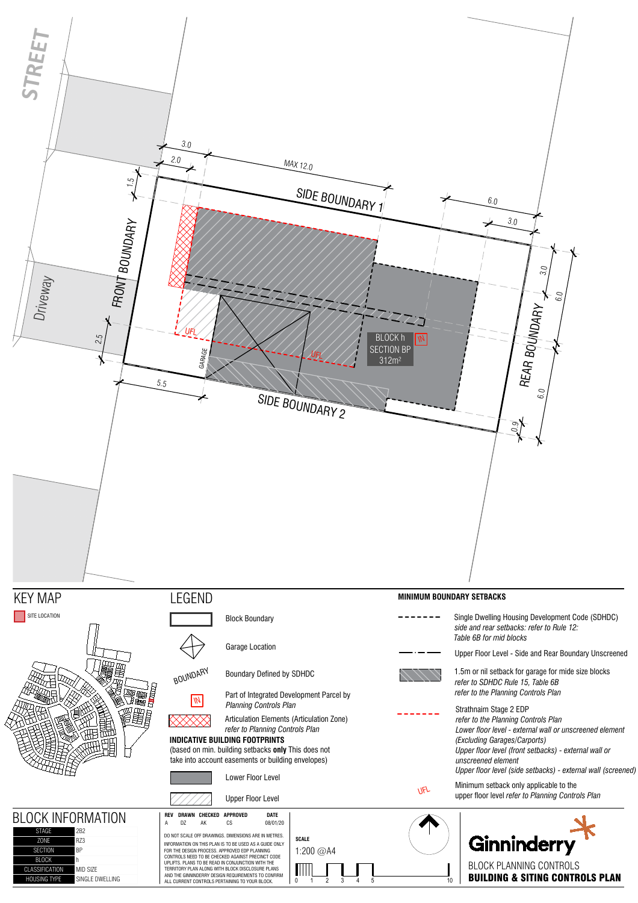STREET

Driveway

FRONT BOUNDARY

SIDE BOUNDARY 1

SIDE BOUNDARY 2

REAR BOUNDARY

3.0 | 2.0 | MAX 12.0 | 1.5 | 6.0 | 3.0 | 3.0 | 6.0 | 2.5 | 5.5 | 6.0 | 0.9

UFL | UFL | GARAGE

BLOCK h
SECTION BP
312m²

IN

## KEY MAP

SITE LOCATION

## LEGEND

Block Boundary

Garage Location

BOUNDARY — Boundary Defined by SDHDC

IN — Part of Integrated Development Parcel by *Planning Controls Plan*

Articulation Elements (Articulation Zone) *refer to Planning Controls Plan*

**INDICATIVE BUILDING FOOTPRINTS**
(based on min. building setbacks **only** This does not take into account easements or building envelopes)

Lower Floor Level

Upper Floor Level

**MINIMUM BOUNDARY SETBACKS**

Single Dwelling Housing Development Code (SDHDC) *side and rear setbacks: refer to Rule 12: Table 6B for mid blocks*

Upper Floor Level - Side and Rear Boundary Unscreened

1.5m or nil setback for garage for mide size blocks *refer to SDHDC Rule 15, Table 6B refer to the Planning Controls Plan*

Strathnairn Stage 2 EDP
*refer to the Planning Controls Plan*
*Lower floor level - external wall or unscreened element (Excluding Garages/Carports)*
*Upper floor level (front setbacks) - external wall or unscreened element*
*Upper floor level (side setbacks) - external wall (screened)*

UFL — Minimum setback only applicable to the upper floor level *refer to Planning Controls Plan*

## BLOCK INFORMATION

| | |
|---|---|
| STAGE | 2B2 |
| ZONE | RZ3 |
| SECTION | BP |
| BLOCK | h |
| CLASSIFICATION | MID SIZE |
| HOUSING TYPE | SINGLE DWELLING |

| REV | DRAWN | CHECKED | APPROVED | DATE |
|---|---|---|---|---|
| A | DZ | AK | CS | 08/01/20 |

DO NOT SCALE OFF DRAWINGS. DIMENSIONS ARE IN METRES.
INFORMATION ON THIS PLAN IS TO BE USED AS A GUIDE ONLY FOR THE DESIGN PROCESS. APPROVED EDP PLANNING CONTROLS NEED TO BE CHECKED AGAINST PRECINCT CODE UPLIFTS. PLANS TO BE READ IN CONJUNCTION WITH THE TERRITORY PLAN ALONG WITH BLOCK DISCLOSURE PLANS AND THE GINNINDERRY DESIGN REQUIREMENTS TO CONFIRM ALL CURRENT CONTROLS PERTAINING TO YOUR BLOCK.

**SCALE**
1:200 @A4

0 1 2 3 4 5 10

Ginninderry

BLOCK PLANNING CONTROLS
**BUILDING & SITING CONTROLS PLAN**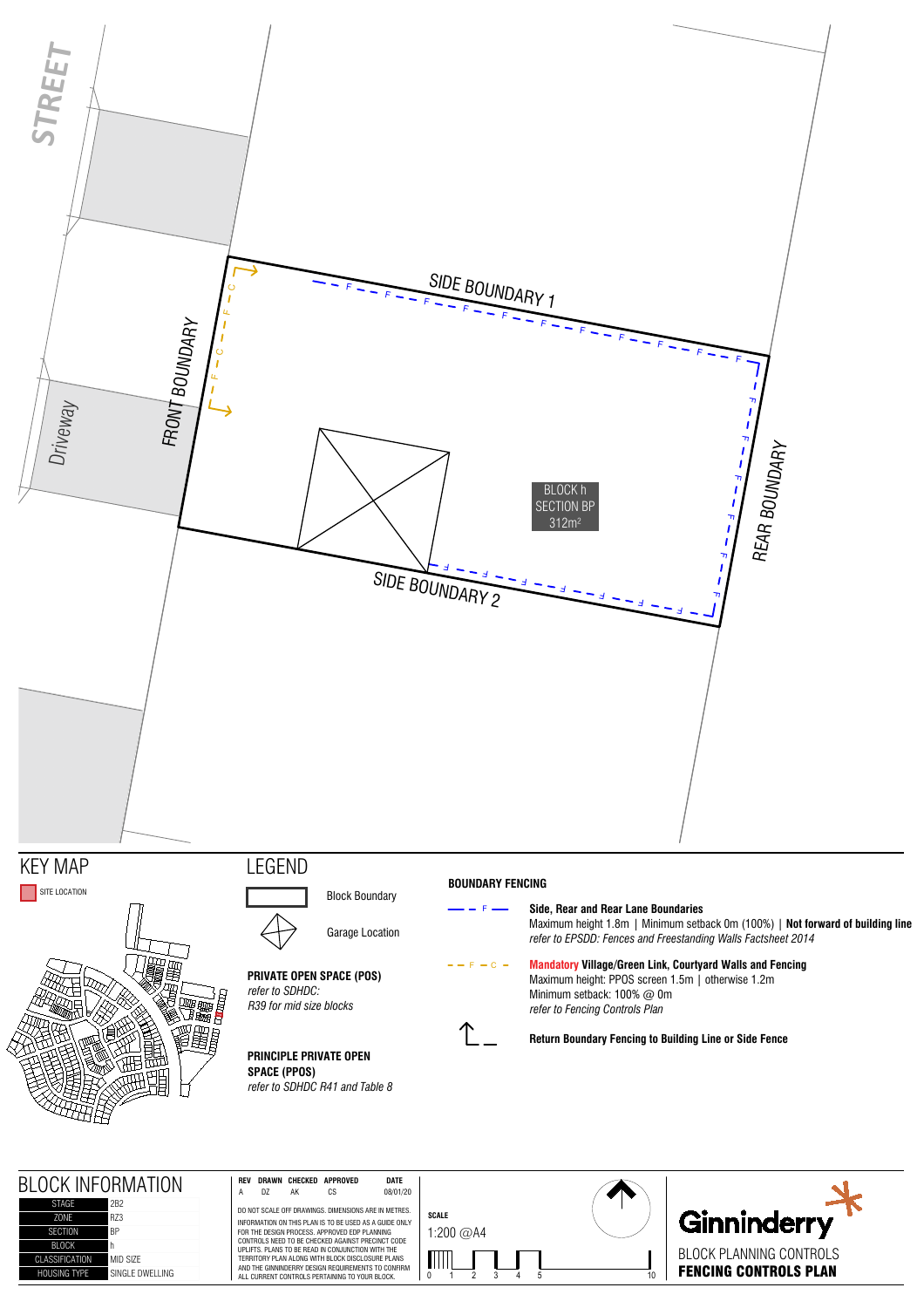STREET

FRONT BOUNDARY

SIDE BOUNDARY 1

SIDE BOUNDARY 2

REAR BOUNDARY

Driveway

BLOCK h
SECTION BP
312m²

## KEY MAP

SITE LOCATION

## LEGEND

Block Boundary

Garage Location

**PRIVATE OPEN SPACE (POS)**
*refer to SDHDC:*
*R39 for mid size blocks*

**PRINCIPLE PRIVATE OPEN SPACE (PPOS)**
*refer to SDHDC R41 and Table 8*

**BOUNDARY FENCING**

**Side, Rear and Rear Lane Boundaries**
Maximum height 1.8m | Minimum setback 0m (100%) | **Not forward of building line**
*refer to EPSDD: Fences and Freestanding Walls Factsheet 2014*

**Mandatory Village/Green Link, Courtyard Walls and Fencing**
Maximum height: PPOS screen 1.5m | otherwise 1.2m
Minimum setback: 100% @ 0m
*refer to Fencing Controls Plan*

**Return Boundary Fencing to Building Line or Side Fence**

## BLOCK INFORMATION

| | |
|---|---|
| STAGE | 2B2 |
| ZONE | RZ3 |
| SECTION | BP |
| BLOCK | h |
| CLASSIFICATION | MID SIZE |
| HOUSING TYPE | SINGLE DWELLING |

| REV | DRAWN | CHECKED | APPROVED | DATE |
|---|---|---|---|---|
| A | DZ | AK | CS | 08/01/20 |

DO NOT SCALE OFF DRAWINGS. DIMENSIONS ARE IN METRES.
INFORMATION ON THIS PLAN IS TO BE USED AS A GUIDE ONLY FOR THE DESIGN PROCESS. APPROVED EDP PLANNING CONTROLS NEED TO BE CHECKED AGAINST PRECINCT CODE UPLIFTS. PLANS TO BE READ IN CONJUNCTION WITH THE TERRITORY PLAN ALONG WITH BLOCK DISCLOSURE PLANS AND THE GINNINDERRY DESIGN REQUIREMENTS TO CONFIRM ALL CURRENT CONTROLS PERTAINING TO YOUR BLOCK.

**SCALE**
1:200 @A4

0 1 2 3 4 5 10

Ginninderry

BLOCK PLANNING CONTROLS
**FENCING CONTROLS PLAN**